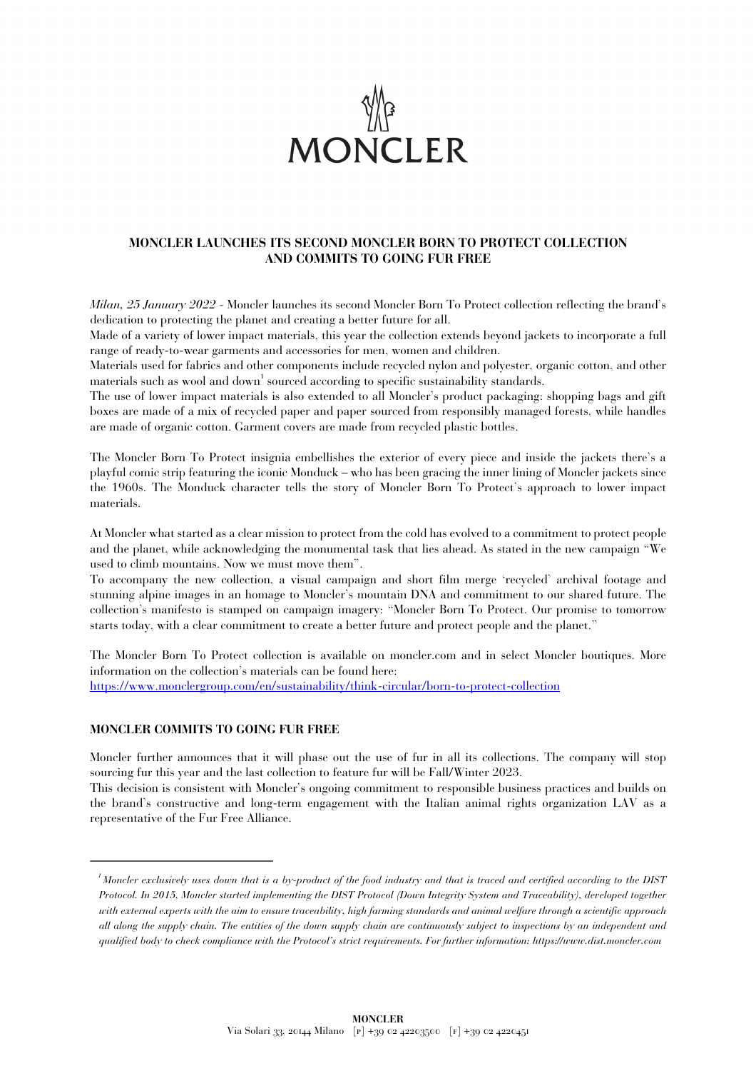MONCLER

## MONCLER LAUNCHES ITS SECOND MONCLER BORN TO PROTECT COLLECTION AND COMMITS TO GOING FUR FREE

*Milan, 25 January 2022* - Moncler launches its second Moncler Born To Protect collection reflecting the brand's dedication to protecting the planet and creating a better future for all.
Made of a variety of lower impact materials, this year the collection extends beyond jackets to incorporate a full range of ready-to-wear garments and accessories for men, women and children.
Materials used for fabrics and other components include recycled nylon and polyester, organic cotton, and other materials such as wool and down[1] sourced according to specific sustainability standards.
The use of lower impact materials is also extended to all Moncler's product packaging: shopping bags and gift boxes are made of a mix of recycled paper and paper sourced from responsibly managed forests, while handles are made of organic cotton. Garment covers are made from recycled plastic bottles.

The Moncler Born To Protect insignia embellishes the exterior of every piece and inside the jackets there's a playful comic strip featuring the iconic Monduck – who has been gracing the inner lining of Moncler jackets since the 1960s. The Monduck character tells the story of Moncler Born To Protect's approach to lower impact materials.

At Moncler what started as a clear mission to protect from the cold has evolved to a commitment to protect people and the planet, while acknowledging the monumental task that lies ahead. As stated in the new campaign "We used to climb mountains. Now we must move them".
To accompany the new collection, a visual campaign and short film merge 'recycled' archival footage and stunning alpine images in an homage to Moncler's mountain DNA and commitment to our shared future. The collection's manifesto is stamped on campaign imagery: "Moncler Born To Protect. Our promise to tomorrow starts today, with a clear commitment to create a better future and protect people and the planet."

The Moncler Born To Protect collection is available on moncler.com and in select Moncler boutiques. More information on the collection's materials can be found here:
https://www.monclergroup.com/en/sustainability/think-circular/born-to-protect-collection

### MONCLER COMMITS TO GOING FUR FREE

Moncler further announces that it will phase out the use of fur in all its collections. The company will stop sourcing fur this year and the last collection to feature fur will be Fall/Winter 2023.
This decision is consistent with Moncler's ongoing commitment to responsible business practices and builds on the brand's constructive and long-term engagement with the Italian animal rights organization LAV as a representative of the Fur Free Alliance.

---

[1] *Moncler exclusively uses down that is a by-product of the food industry and that is traced and certified according to the DIST Protocol. In 2015, Moncler started implementing the DIST Protocol (Down Integrity System and Traceability), developed together with external experts with the aim to ensure traceability, high farming standards and animal welfare through a scientific approach all along the supply chain. The entities of the down supply chain are continuously subject to inspections by an independent and qualified body to check compliance with the Protocol's strict requirements. For further information: https://www.dist.moncler.com*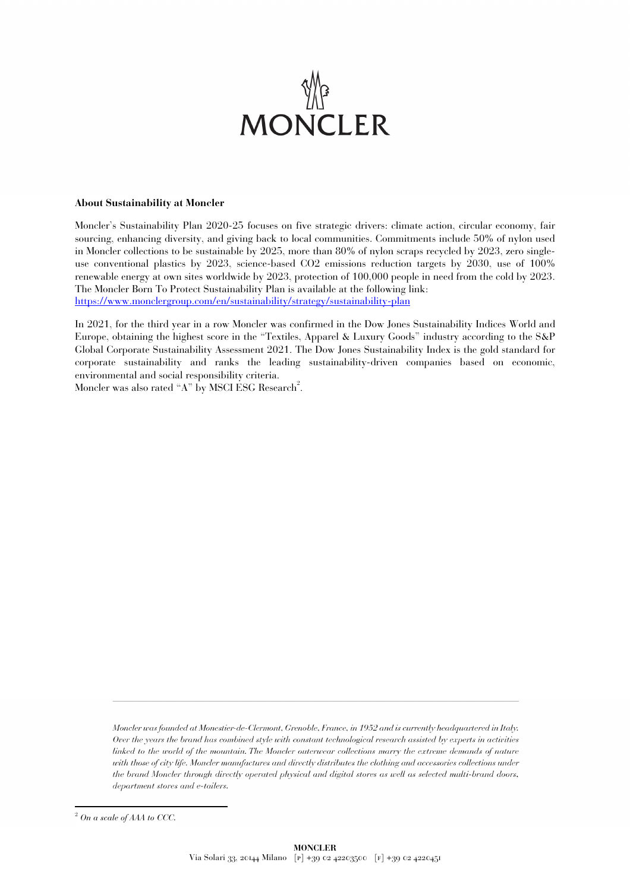**About Sustainability at Moncler**

Moncler's Sustainability Plan 2020-25 focuses on five strategic drivers: climate action, circular economy, fair sourcing, enhancing diversity, and giving back to local communities. Commitments include 50% of nylon used in Moncler collections to be sustainable by 2025, more than 80% of nylon scraps recycled by 2023, zero single-use conventional plastics by 2023, science-based $CO_2$ emissions reduction targets by 2030, use of 100% renewable energy at own sites worldwide by 2023, protection of 100,000 people in need from the cold by 2023. The Moncler Born To Protect Sustainability Plan is available at the following link: https://www.monclergroup.com/en/sustainability/strategy/sustainability-plan

In 2021, for the third year in a row Moncler was confirmed in the Dow Jones Sustainability Indices World and Europe, obtaining the highest score in the "Textiles, Apparel & Luxury Goods" industry according to the S&P Global Corporate Sustainability Assessment 2021. The Dow Jones Sustainability Index is the gold standard for corporate sustainability and ranks the leading sustainability-driven companies based on economic, environmental and social responsibility criteria.
Moncler was also rated "A" by MSCI ESG Research[2].

*Moncler was founded at Monestier-de-Clermont, Grenoble, France, in 1952 and is currently headquartered in Italy. Over the years the brand has combined style with constant technological research assisted by experts in activities linked to the world of the mountain. The Moncler outerwear collections marry the extreme demands of nature with those of city life. Moncler manufactures and directly distributes the clothing and accessories collections under the brand Moncler through directly operated physical and digital stores as well as selected multi-brand doors, department stores and e-tailers.*

[2] *On a scale of AAA to CCC.*